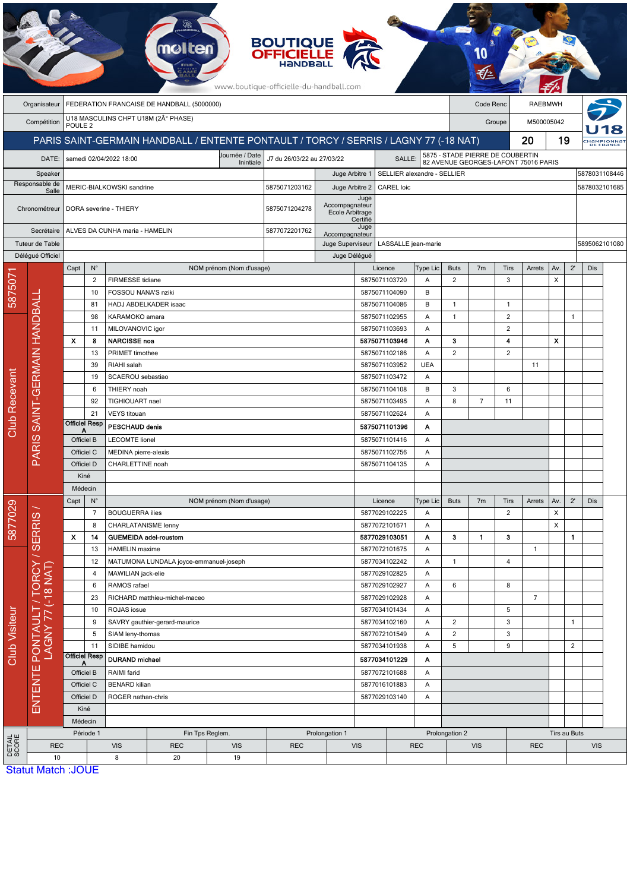BOUTIQUE OFFICIELLE HANDBALL

www.boutique-officielle-du-handball.com

| | | | |
|---|---|---|---|
| Organisateur | FEDERATION FRANCAISE DE HANDBALL (5000000) | Code Renc | RAEBMWH |
| Compétition | U18 MASCULINS CHPT U18M (2Â° PHASE) POULE 2 | Groupe | M500005042 |

## PARIS SAINT-GERMAIN HANDBALL / ENTENTE PONTAULT / TORCY / SERRIS / LAGNY 77 (-18 NAT) 20 19

| | | | | | |
|---|---|---|---|---|---|
| DATE: | samedi 02/04/2022 18:00 | Journée / Date Initiale | J7 du 26/03/22 au 27/03/22 | SALLE: | 5875 - STADE PIERRE DE COUBERTIN 82 AVENUE GEORGES-LAFONT 75016 PARIS |

| | | | | | |
|---|---|---|---|---|---|
| Speaker | | | Juge Arbitre 1 | SELLIER alexandre - SELLIER | 5878031108446 |
| Responsable de Salle | MERIC-BIALKOWSKI sandrine | 5875071203162 | Juge Arbitre 2 | CAREL loic | 5878032101685 |
| Chronométreur | DORA severine - THIERY | 5875071204278 | Juge Accompagnateur Ecole Arbitrage Certifié | | |
| Secrétaire | ALVES DA CUNHA maria - HAMELIN | 5877072201762 | Juge Accompagnateur | | |
| Tuteur de Table | | | Juge Superviseur | LASSALLE jean-marie | 5895062101080 |
| Délégué Officiel | | | Juge Délégué | | |

### Club Recevant — 5875071 — PARIS SAINT-GERMAIN HANDBALL

| Capt | N° | NOM prénom (Nom d'usage) | Licence | Type Lic | Buts | 7m | Tirs | Arrets | Av. | 2' | Dis |
|---|---|---|---|---|---|---|---|---|---|---|---|
| | 2 | FIRMESSE tidiane | 5875071103720 | A | 2 | | 3 | | X | | |
| | 10 | FOSSOU NANA'S nziki | 5875071104090 | B | | | | | | | |
| | 81 | HADJ ABDELKADER isaac | 5875071104086 | B | 1 | | 1 | | | | |
| | 98 | KARAMOKO amara | 5875071102955 | A | 1 | | 2 | | | 1 | |
| | 11 | MILOVANOVIC igor | 5875071103693 | A | | | 2 | | | | |
| X | 8 | **NARCISSE noa** | **5875071103946** | **A** | **3** | | **4** | | **X** | | |
| | 13 | PRIMET timothee | 5875071102186 | A | 2 | | 2 | | | | |
| | 39 | RIAHI salah | 5875071103952 | UEA | | | | 11 | | | |
| | 19 | SCAEROU sebastiao | 5875071103472 | A | | | | | | | |
| | 6 | THIERY noah | 5875071104108 | B | 3 | | 6 | | | | |
| | 92 | TIGHIOUART nael | 5875071103495 | A | 8 | 7 | 11 | | | | |
| | 21 | VEYS titouan | 5875071102624 | A | | | | | | | |
| Officiel Resp A | | **PESCHAUD denis** | **5875071101396** | **A** | | | | | | | |
| Officiel B | | LECOMTE lionel | 5875071101416 | A | | | | | | | |
| Officiel C | | MEDINA pierre-alexis | 5875071102756 | A | | | | | | | |
| Officiel D | | CHARLETTINE noah | 5875071104135 | A | | | | | | | |
| Kiné | | | | | | | | | | | |
| Médecin | | | | | | | | | | | |

### Club Visiteur — 5877029 — ENTENTE PONTAULT / TORCY / SERRIS / LAGNY 77 (-18 NAT)

| Capt | N° | NOM prénom (Nom d'usage) | Licence | Type Lic | Buts | 7m | Tirs | Arrets | Av. | 2' | Dis |
|---|---|---|---|---|---|---|---|---|---|---|---|
| | 7 | BOUGUERRA ilies | 5877029102225 | A | | | 2 | | X | | |
| | 8 | CHARLATANISME lenny | 5877072101671 | A | | | | | X | | |
| X | 14 | **GUEMEIDA adel-roustom** | **5877029103051** | **A** | **3** | **1** | **3** | | | **1** | |
| | 13 | HAMELIN maxime | 5877072101675 | A | | | | 1 | | | |
| | 12 | MATUMONA LUNDALA joyce-emmanuel-joseph | 5877034102242 | A | 1 | | 4 | | | | |
| | 4 | MAWILIAN jack-elie | 5877029102825 | A | | | | | | | |
| | 6 | RAMOS rafael | 5877029102927 | A | 6 | | 8 | | | | |
| | 23 | RICHARD matthieu-michel-maceo | 5877029102928 | A | | | | 7 | | | |
| | 10 | ROJAS iosue | 5877034101434 | A | | | 5 | | | | |
| | 9 | SAVRY gauthier-gerard-maurice | 5877034102160 | A | 2 | | 3 | | | 1 | |
| | 5 | SIAM leny-thomas | 5877072101549 | A | 2 | | 3 | | | | |
| | 11 | SIDIBE hamidou | 5877034101938 | A | 5 | | 9 | | | 2 | |
| Officiel Resp A | | **DURAND michael** | **5877034101229** | **A** | | | | | | | |
| Officiel B | | RAIMI farid | 5877072101688 | A | | | | | | | |
| Officiel C | | BENARD kilian | 5877016101883 | A | | | | | | | |
| Officiel D | | ROGER nathan-chris | 5877029103140 | A | | | | | | | |
| Kiné | | | | | | | | | | | |
| Médecin | | | | | | | | | | | |

### DETAIL SCORE

| Période 1 | | Fin Tps Reglem. | | Prolongation 1 | | Prolongation 2 | | Tirs au Buts | |
|---|---|---|---|---|---|---|---|---|---|
| REC | VIS | REC | VIS | REC | VIS | REC | VIS | REC | VIS |
| 10 | 8 | 20 | 19 | | | | | | |

Statut Match :JOUE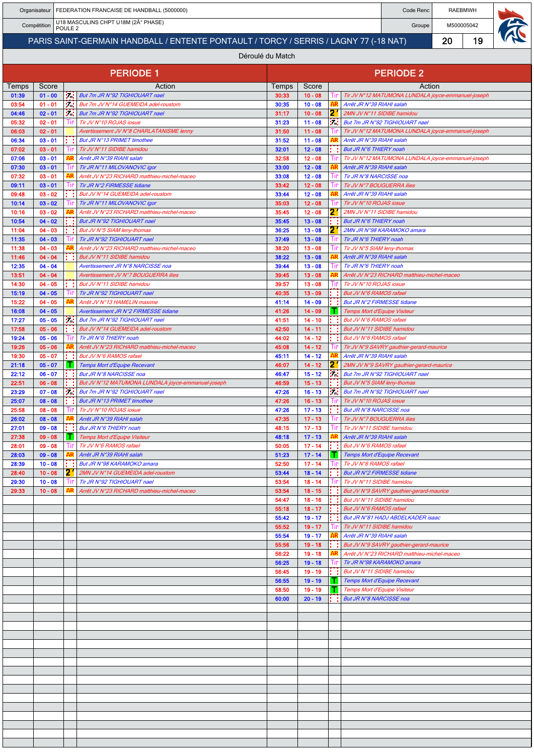| Organisateur | FEDERATION FRANCAISE DE HANDBALL (5000000) | Code Renc | RAEBMWH |
|---|---|---|---|
| Compétition | U18 MASCULINS CHPT U18M (2Â° PHASE) POULE 2 | Groupe | M500005042 |

**PARIS SAINT-GERMAIN HANDBALL / ENTENTE PONTAULT / TORCY / SERRIS / LAGNY 77 (-18 NAT)** | **20** | **19**

Déroulé du Match

| PERIODE 1 | | | PERIODE 2 | | |
|---|---|---|---|---|---|
| Temps | Score | Action | Temps | Score | Action |
| 01:39 | 01 - 00 | But 7m JR N°92 TIGHIOUART nael | 30:33 | 10 - 08 | Tir JV N°12 MATUMONA LUNDALA joyce-emmanuel-joseph |
| 03:54 | 01 - 01 | But 7m JV N°14 GUEMEIDA adel-roustom | 30:35 | 10 - 08 | Arrêt JR N°39 RIAHI salah |
| 04:46 | 02 - 01 | But 7m JR N°92 TIGHIOUART nael | 31:17 | 10 - 08 | 2MN JV N°11 SIDIBE hamidou |
| 05:32 | 02 - 01 | Tir JV N°10 ROJAS iosue | 31:23 | 11 - 08 | But 7m JR N°92 TIGHIOUART nael |
| 06:03 | 02 - 01 | Avertissement JV N°8 CHARLATANISME lenny | 31:50 | 11 - 08 | Tir JV N°12 MATUMONA LUNDALA joyce-emmanuel-joseph |
| 06:34 | 03 - 01 | But JR N°13 PRIMET timothee | 31:52 | 11 - 08 | Arrêt JR N°39 RIAHI salah |
| 07:02 | 03 - 01 | Tir JV N°11 SIDIBE hamidou | 32:01 | 12 - 08 | But JR N°6 THIERY noah |
| 07:06 | 03 - 01 | Arrêt JR N°39 RIAHI salah | 32:58 | 12 - 08 | Tir JV N°12 MATUMONA LUNDALA joyce-emmanuel-joseph |
| 07:30 | 03 - 01 | Tir JR N°11 MILOVANOVIC igor | 33:00 | 12 - 08 | Arrêt JR N°39 RIAHI salah |
| 07:32 | 03 - 01 | Arrêt JV N°23 RICHARD matthieu-michel-maceo | 33:08 | 12 - 08 | Tir JR N°8 NARCISSE noa |
| 09:11 | 03 - 01 | Tir JR N°2 FIRMESSE tidiane | 33:42 | 12 - 08 | Tir JV N°7 BOUGUERRA ilies |
| 09:48 | 03 - 02 | But JV N°14 GUEMEIDA adel-roustom | 33:44 | 12 - 08 | Arrêt JR N°39 RIAHI salah |
| 10:14 | 03 - 02 | Tir JR N°11 MILOVANOVIC igor | 35:03 | 12 - 08 | Tir JV N°10 ROJAS iosue |
| 10:16 | 03 - 02 | Arrêt JV N°23 RICHARD matthieu-michel-maceo | 35:45 | 12 - 08 | 2MN JV N°11 SIDIBE hamidou |
| 10:54 | 04 - 02 | But JR N°92 TIGHIOUART nael | 35:45 | 13 - 08 | But JR N°6 THIERY noah |
| 11:04 | 04 - 03 | But JV N°5 SIAM leny-thomas | 36:25 | 13 - 08 | 2MN JR N°98 KARAMOKO amara |
| 11:35 | 04 - 03 | Tir JR N°92 TIGHIOUART nael | 37:49 | 13 - 08 | Tir JR N°6 THIERY noah |
| 11:38 | 04 - 03 | Arrêt JV N°23 RICHARD matthieu-michel-maceo | 38:20 | 13 - 08 | Tir JV N°5 SIAM leny-thomas |
| 11:46 | 04 - 04 | But JV N°11 SIDIBE hamidou | 38:22 | 13 - 08 | Arrêt JR N°39 RIAHI salah |
| 12:35 | 04 - 04 | Avertissement JR N°8 NARCISSE noa | 39:44 | 13 - 08 | Tir JR N°6 THIERY noah |
| 13:51 | 04 - 04 | Avertissement JV N°7 BOUGUERRA ilies | 39:45 | 13 - 08 | Arrêt JV N°23 RICHARD matthieu-michel-maceo |
| 14:30 | 04 - 05 | But JV N°11 SIDIBE hamidou | 39:57 | 13 - 08 | Tir JV N°10 ROJAS iosue |
| 15:19 | 04 - 05 | Tir JR N°92 TIGHIOUART nael | 40:35 | 13 - 09 | But JV N°6 RAMOS rafael |
| 15:22 | 04 - 05 | Arrêt JV N°13 HAMELIN maxime | 41:14 | 14 - 09 | But JR N°2 FIRMESSE tidiane |
| 16:08 | 04 - 05 | Avertissement JR N°2 FIRMESSE tidiane | 41:26 | 14 - 09 | Temps Mort d'Equipe Visiteur |
| 17:27 | 05 - 05 | But 7m JR N°92 TIGHIOUART nael | 41:51 | 14 - 10 | But JV N°6 RAMOS rafael |
| 17:58 | 05 - 06 | But JV N°14 GUEMEIDA adel-roustom | 42:50 | 14 - 11 | But JV N°11 SIDIBE hamidou |
| 19:24 | 05 - 06 | Tir JR N°6 THIERY noah | 44:02 | 14 - 12 | But JV N°6 RAMOS rafael |
| 19:26 | 05 - 06 | Arrêt JV N°23 RICHARD matthieu-michel-maceo | 45:08 | 14 - 12 | Tir JV N°9 SAVRY gauthier-gerard-maurice |
| 19:30 | 05 - 07 | But JV N°6 RAMOS rafael | 45:11 | 14 - 12 | Arrêt JR N°39 RIAHI salah |
| 21:18 | 05 - 07 | Temps Mort d'Equipe Recevant | 46:07 | 14 - 12 | 2MN JV N°9 SAVRY gauthier-gerard-maurice |
| 22:12 | 06 - 07 | But JR N°8 NARCISSE noa | 46:47 | 15 - 12 | But 7m JR N°92 TIGHIOUART nael |
| 22:51 | 06 - 08 | But JV N°12 MATUMONA LUNDALA joyce-emmanuel-joseph | 46:59 | 15 - 13 | But JV N°5 SIAM leny-thomas |
| 23:29 | 07 - 08 | But 7m JR N°92 TIGHIOUART nael | 47:26 | 16 - 13 | But 7m JR N°92 TIGHIOUART nael |
| 25:07 | 08 - 08 | But JR N°13 PRIMET timothee | 47:26 | 16 - 13 | Tir JV N°10 ROJAS iosue |
| 25:58 | 08 - 08 | Tir JV N°10 ROJAS iosue | 47:26 | 17 - 13 | But JR N°8 NARCISSE noa |
| 26:02 | 08 - 08 | Arrêt JR N°39 RIAHI salah | 47:35 | 17 - 13 | Tir JV N°7 BOUGUERRA ilies |
| 27:01 | 09 - 08 | But JR N°6 THIERY noah | 48:15 | 17 - 13 | Tir JV N°11 SIDIBE hamidou |
| 27:38 | 09 - 08 | Temps Mort d'Equipe Visiteur | 48:18 | 17 - 13 | Arrêt JR N°39 RIAHI salah |
| 28:01 | 09 - 08 | Tir JV N°6 RAMOS rafael | 50:05 | 17 - 14 | But JV N°6 RAMOS rafael |
| 28:03 | 09 - 08 | Arrêt JR N°39 RIAHI salah | 51:23 | 17 - 14 | Temps Mort d'Equipe Recevant |
| 28:39 | 10 - 08 | But JR N°98 KARAMOKO amara | 52:50 | 17 - 14 | Tir JV N°6 RAMOS rafael |
| 28:40 | 10 - 08 | 2MN JV N°14 GUEMEIDA adel-roustom | 53:44 | 18 - 14 | But JR N°2 FIRMESSE tidiane |
| 29:30 | 10 - 08 | Tir JR N°92 TIGHIOUART nael | 53:54 | 18 - 14 | Tir JV N°11 SIDIBE hamidou |
| 29:33 | 10 - 08 | Arrêt JV N°23 RICHARD matthieu-michel-maceo | 53:54 | 18 - 15 | But JV N°9 SAVRY gauthier-gerard-maurice |
| | | | 54:47 | 18 - 16 | But JV N°11 SIDIBE hamidou |
| | | | 55:18 | 18 - 17 | But JV N°6 RAMOS rafael |
| | | | 55:42 | 19 - 17 | But JR N°81 HADJ ABDELKADER isaac |
| | | | 55:52 | 19 - 17 | Tir JV N°11 SIDIBE hamidou |
| | | | 55:54 | 19 - 17 | Arrêt JR N°39 RIAHI salah |
| | | | 55:56 | 19 - 18 | But JV N°9 SAVRY gauthier-gerard-maurice |
| | | | 56:22 | 19 - 18 | Arrêt JV N°23 RICHARD matthieu-michel-maceo |
| | | | 56:25 | 19 - 18 | Tir JR N°98 KARAMOKO amara |
| | | | 56:45 | 19 - 19 | But JV N°11 SIDIBE hamidou |
| | | | 56:55 | 19 - 19 | Temps Mort d'Equipe Recevant |
| | | | 58:50 | 19 - 19 | Temps Mort d'Equipe Visiteur |
| | | | 60:00 | 20 - 19 | But JR N°8 NARCISSE noa |